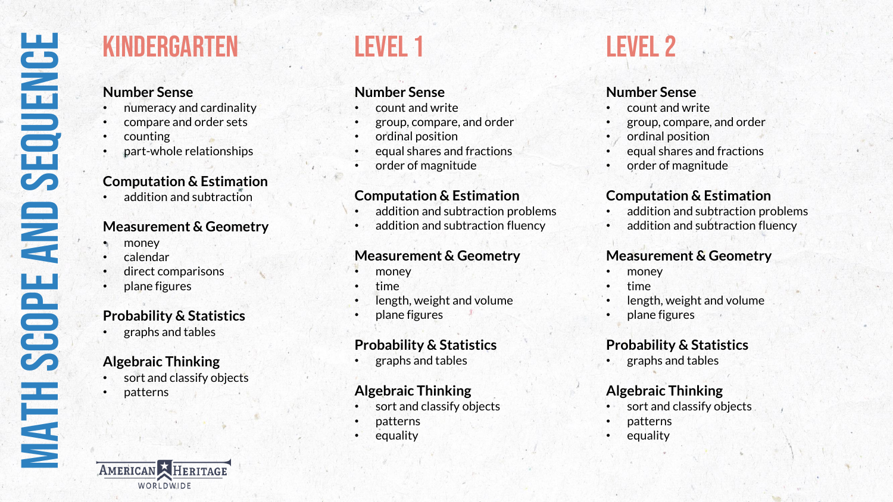# MATH SCOPE AND SEQUENCE

## KINDERGARTEN

### Number Sense
- numeracy and cardinality
- compare and order sets
- counting
- part-whole relationships

### Computation & Estimation
- addition and subtraction

### Measurement & Geometry
- money
- calendar
- direct comparisons
- plane figures

### Probability & Statistics
- graphs and tables

### Algebraic Thinking
- sort and classify objects
- patterns

## LEVEL 1

### Number Sense
- count and write
- group, compare, and order
- ordinal position
- equal shares and fractions
- order of magnitude

### Computation & Estimation
- addition and subtraction problems
- addition and subtraction fluency

### Measurement & Geometry
- money
- time
- length, weight and volume
- plane figures

### Probability & Statistics
- graphs and tables

### Algebraic Thinking
- sort and classify objects
- patterns
- equality

## LEVEL 2

### Number Sense
- count and write
- group, compare, and order
- ordinal position
- equal shares and fractions
- order of magnitude

### Computation & Estimation
- addition and subtraction problems
- addition and subtraction fluency

### Measurement & Geometry
- money
- time
- length, weight and volume
- plane figures

### Probability & Statistics
- graphs and tables

### Algebraic Thinking
- sort and classify objects
- patterns
- equality

AMERICAN HERITAGE WORLDWIDE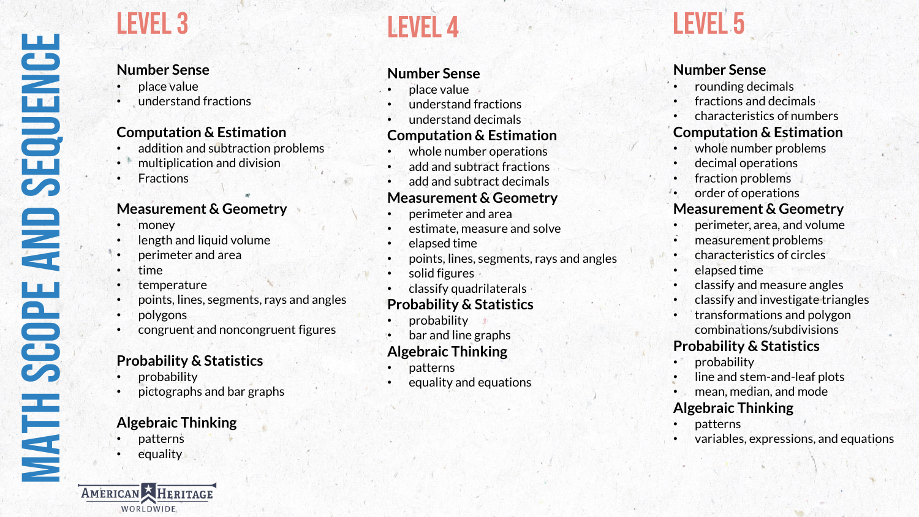# MATH SCOPE AND SEQUENCE

## LEVEL 3

### Number Sense
- place value
- understand fractions

### Computation & Estimation
- addition and subtraction problems
- multiplication and division
- Fractions

### Measurement & Geometry
- money
- length and liquid volume
- perimeter and area
- time
- temperature
- points, lines, segments, rays and angles
- polygons
- congruent and noncongruent figures

### Probability & Statistics
- probability
- pictographs and bar graphs

### Algebraic Thinking
- patterns
- equality

## LEVEL 4

### Number Sense
- place value
- understand fractions
- understand decimals

### Computation & Estimation
- whole number operations
- add and subtract fractions
- add and subtract decimals

### Measurement & Geometry
- perimeter and area
- estimate, measure and solve
- elapsed time
- points, lines, segments, rays and angles
- solid figures
- classify quadrilaterals

### Probability & Statistics
- probability
- bar and line graphs

### Algebraic Thinking
- patterns
- equality and equations

## LEVEL 5

### Number Sense
- rounding decimals
- fractions and decimals
- characteristics of numbers

### Computation & Estimation
- whole number problems
- decimal operations
- fraction problems
- order of operations

### Measurement & Geometry
- perimeter, area, and volume
- measurement problems
- characteristics of circles
- elapsed time
- classify and measure angles
- classify and investigate triangles
- transformations and polygon combinations/subdivisions

### Probability & Statistics
- probability
- line and stem-and-leaf plots
- mean, median, and mode

### Algebraic Thinking
- patterns
- variables, expressions, and equations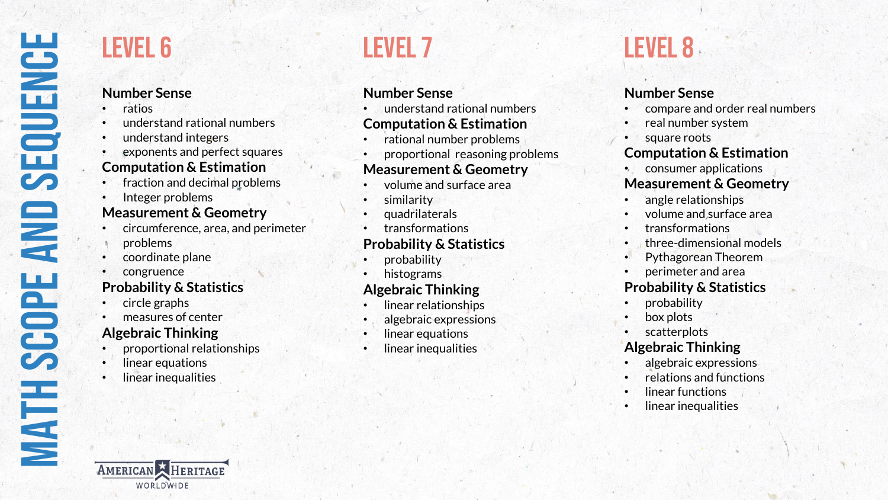# MATH SCOPE AND SEQUENCE

## LEVEL 6

### Number Sense
- ratios
- understand rational numbers
- understand integers
- exponents and perfect squares

### Computation & Estimation
- fraction and decimal problems
- Integer problems

### Measurement & Geometry
- circumference, area, and perimeter problems
- coordinate plane
- congruence

### Probability & Statistics
- circle graphs
- measures of center

### Algebraic Thinking
- proportional relationships
- linear equations
- linear inequalities

## LEVEL 7

### Number Sense
- understand rational numbers

### Computation & Estimation
- rational number problems
- proportional reasoning problems

### Measurement & Geometry
- volume and surface area
- similarity
- quadrilaterals
- transformations

### Probability & Statistics
- probability
- histograms

### Algebraic Thinking
- linear relationships
- algebraic expressions
- linear equations
- linear inequalities

## LEVEL 8

### Number Sense
- compare and order real numbers
- real number system
- square roots

### Computation & Estimation
- consumer applications

### Measurement & Geometry
- angle relationships
- volume and surface area
- transformations
- three-dimensional models
- Pythagorean Theorem
- perimeter and area

### Probability & Statistics
- probability
- box plots
- scatterplots

### Algebraic Thinking
- algebraic expressions
- relations and functions
- linear functions
- linear inequalities

AMERICAN HERITAGE WORLDWIDE